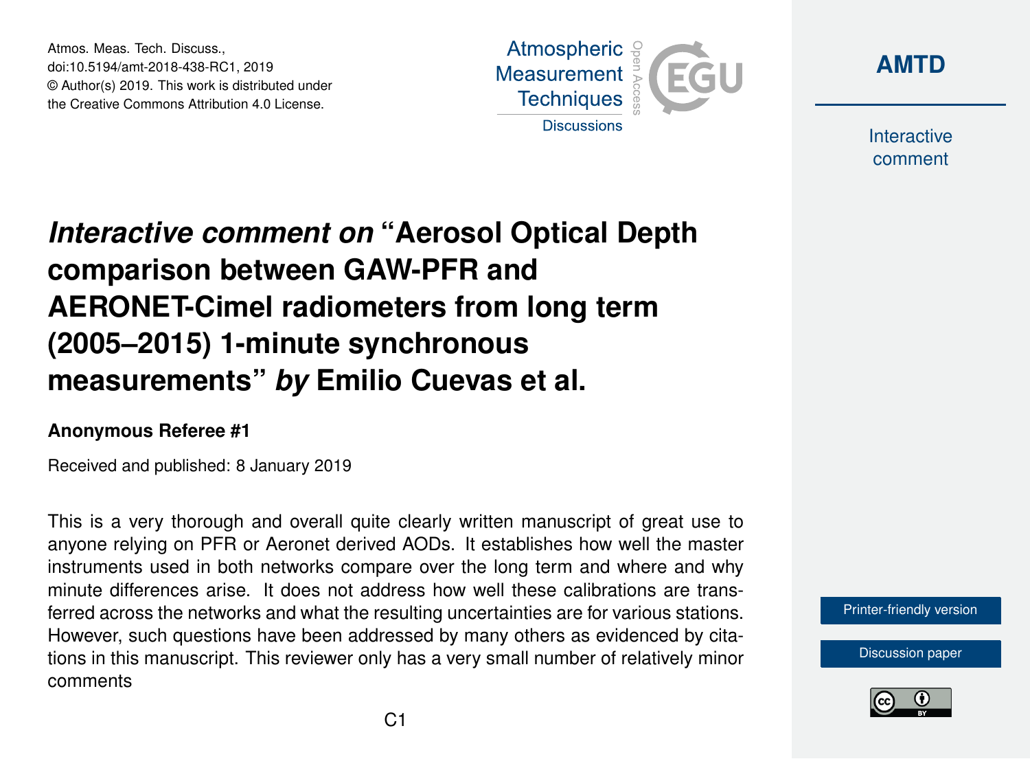# *Interactive comment on* "Aerosol Optical Depth comparison between GAW-PFR and AERONET-Cimel radiometers from long term (2005–2015) 1-minute synchronous measurements" *by* Emilio Cuevas et al.

**Anonymous Referee #1**

Received and published: 8 January 2019

This is a very thorough and overall quite clearly written manuscript of great use to anyone relying on PFR or Aeronet derived AODs. It establishes how well the master instruments used in both networks compare over the long term and where and why minute differences arise. It does not address how well these calibrations are transferred across the networks and what the resulting uncertainties are for various stations. However, such questions have been addressed by many others as evidenced by citations in this manuscript. This reviewer only has a very small number of relatively minor comments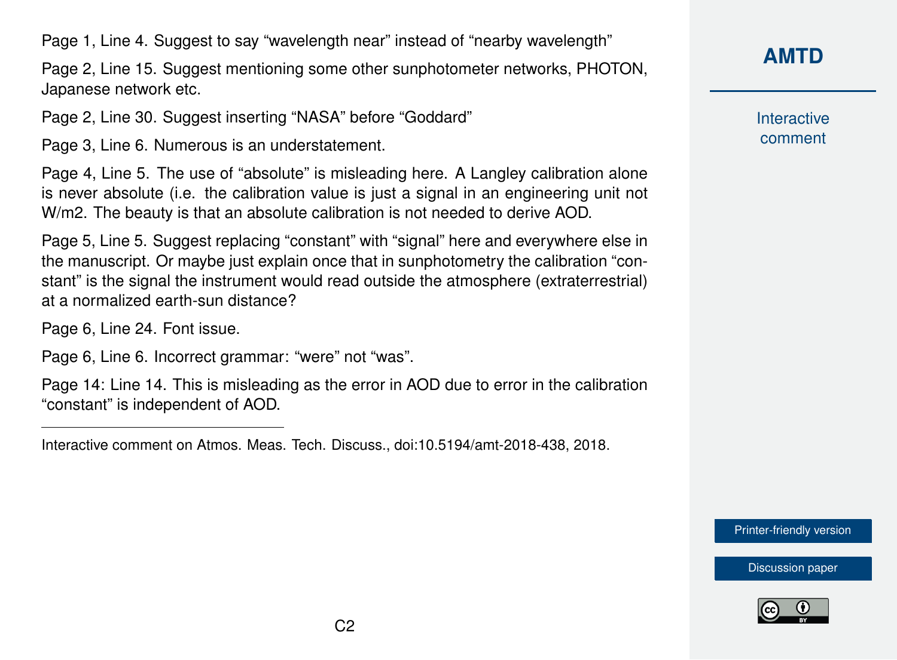Page 1, Line 4. Suggest to say "wavelength near" instead of "nearby wavelength"

Page 2, Line 15. Suggest mentioning some other sunphotometer networks, PHOTON, Japanese network etc.

Page 2, Line 30. Suggest inserting "NASA" before "Goddard"

Page 3, Line 6. Numerous is an understatement.

Page 4, Line 5. The use of "absolute" is misleading here. A Langley calibration alone is never absolute (i.e. the calibration value is just a signal in an engineering unit not W/m2. The beauty is that an absolute calibration is not needed to derive AOD.

Page 5, Line 5. Suggest replacing "constant" with "signal" here and everywhere else in the manuscript. Or maybe just explain once that in sunphotometry the calibration "constant" is the signal the instrument would read outside the atmosphere (extraterrestrial) at a normalized earth-sun distance?

Page 6, Line 24. Font issue.

Page 6, Line 6. Incorrect grammar: "were" not "was".

Page 14: Line 14. This is misleading as the error in AOD due to error in the calibration "constant" is independent of AOD.

---

Interactive comment on Atmos. Meas. Tech. Discuss., doi:10.5194/amt-2018-438, 2018.